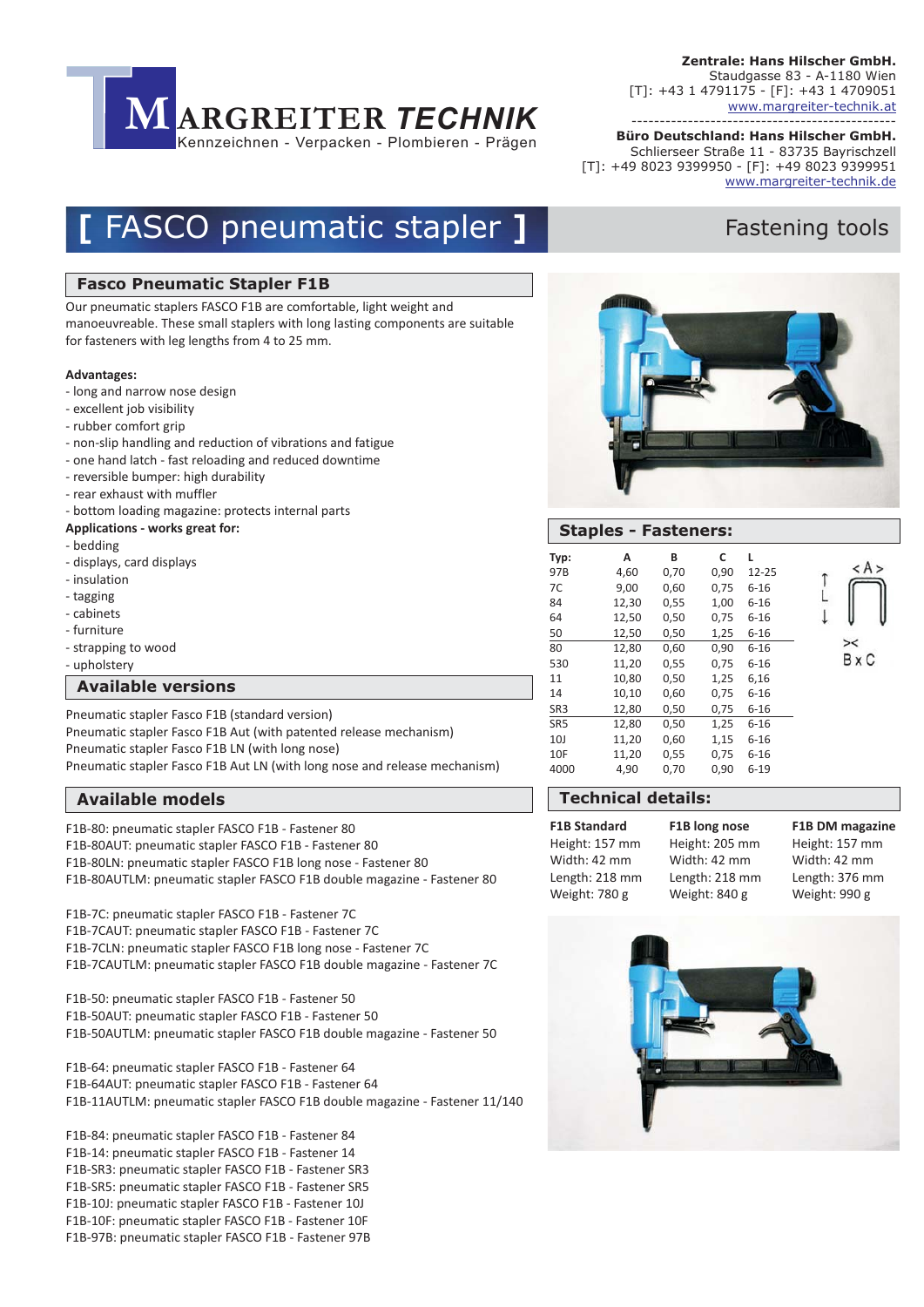**MARGREITER TECHNIK**
Kennzeichnen - Verpacken - Plombieren - Prägen

**Zentrale: Hans Hilscher GmbH.**
Staudgasse 83 - A-1180 Wien
[T]: +43 1 4791175 - [F]: +43 1 4709051
www.margreiter-technik.at

**Büro Deutschland: Hans Hilscher GmbH.**
Schlierseer Straße 11 - 83735 Bayrischzell
[T]: +49 8023 9399950 - [F]: +49 8023 9399951
www.margreiter-technik.de

# [ FASCO pneumatic stapler ]

Fastening tools

## Fasco Pneumatic Stapler F1B

Our pneumatic staplers FASCO F1B are comfortable, light weight and manoeuvreable. These small staplers with long lasting components are suitable for fasteners with leg lengths from 4 to 25 mm.

**Advantages:**

- long and narrow nose design
- excellent job visibility
- rubber comfort grip
- non-slip handling and reduction of vibrations and fatigue
- one hand latch - fast reloading and reduced downtime
- reversible bumper: high durability
- rear exhaust with muffler
- bottom loading magazine: protects internal parts

**Applications - works great for:**

- bedding
- displays, card displays
- insulation
- tagging
- cabinets
- furniture
- strapping to wood
- upholstery

## Available versions

Pneumatic stapler Fasco F1B (standard version)
Pneumatic stapler Fasco F1B Aut (with patented release mechanism)
Pneumatic stapler Fasco F1B LN (with long nose)
Pneumatic stapler Fasco F1B Aut LN (with long nose and release mechanism)

## Available models

F1B-80: pneumatic stapler FASCO F1B - Fastener 80
F1B-80AUT: pneumatic stapler FASCO F1B - Fastener 80
F1B-80LN: pneumatic stapler FASCO F1B long nose - Fastener 80
F1B-80AUTLM: pneumatic stapler FASCO F1B double magazine - Fastener 80

F1B-7C: pneumatic stapler FASCO F1B - Fastener 7C
F1B-7CAUT: pneumatic stapler FASCO F1B - Fastener 7C
F1B-7CLN: pneumatic stapler FASCO F1B long nose - Fastener 7C
F1B-7CAUTLM: pneumatic stapler FASCO F1B double magazine - Fastener 7C

F1B-50: pneumatic stapler FASCO F1B - Fastener 50
F1B-50AUT: pneumatic stapler FASCO F1B - Fastener 50
F1B-50AUTLM: pneumatic stapler FASCO F1B double magazine - Fastener 50

F1B-64: pneumatic stapler FASCO F1B - Fastener 64
F1B-64AUT: pneumatic stapler FASCO F1B - Fastener 64
F1B-11AUTLM: pneumatic stapler FASCO F1B double magazine - Fastener 11/140

F1B-84: pneumatic stapler FASCO F1B - Fastener 84
F1B-14: pneumatic stapler FASCO F1B - Fastener 14
F1B-SR3: pneumatic stapler FASCO F1B - Fastener SR3
F1B-SR5: pneumatic stapler FASCO F1B - Fastener SR5
F1B-10J: pneumatic stapler FASCO F1B - Fastener 10J
F1B-10F: pneumatic stapler FASCO F1B - Fastener 10F
F1B-97B: pneumatic stapler FASCO F1B - Fastener 97B

## Staples - Fasteners:

| Typ: | A | B | C | L |
|---|---|---|---|---|
| 97B | 4,60 | 0,70 | 0,90 | 12-25 |
| 7C | 9,00 | 0,60 | 0,75 | 6-16 |
| 84 | 12,30 | 0,55 | 1,00 | 6-16 |
| 64 | 12,50 | 0,50 | 0,75 | 6-16 |
| 50 | 12,50 | 0,50 | 1,25 | 6-16 |
| 80 | 12,80 | 0,60 | 0,90 | 6-16 |
| 530 | 11,20 | 0,55 | 0,75 | 6-16 |
| 11 | 10,80 | 0,50 | 1,25 | 6,16 |
| 14 | 10,10 | 0,60 | 0,75 | 6-16 |
| SR3 | 12,80 | 0,50 | 0,75 | 6-16 |
| SR5 | 12,80 | 0,50 | 1,25 | 6-16 |
| 10J | 11,20 | 0,60 | 0,75 | 6-16 |
| 10F | 11,20 | 0,55 | 0,75 | 6-16 |
| 4000 | 4,90 | 0,70 | 0,90 | 6-19 |

< A >, L, B x C

## Technical details:

| F1B Standard | F1B long nose | F1B DM magazine |
|---|---|---|
| Height: 157 mm | Height: 205 mm | Height: 157 mm |
| Width: 42 mm | Width: 42 mm | Width: 42 mm |
| Length: 218 mm | Length: 218 mm | Length: 376 mm |
| Weight: 780 g | Weight: 840 g | Weight: 990 g |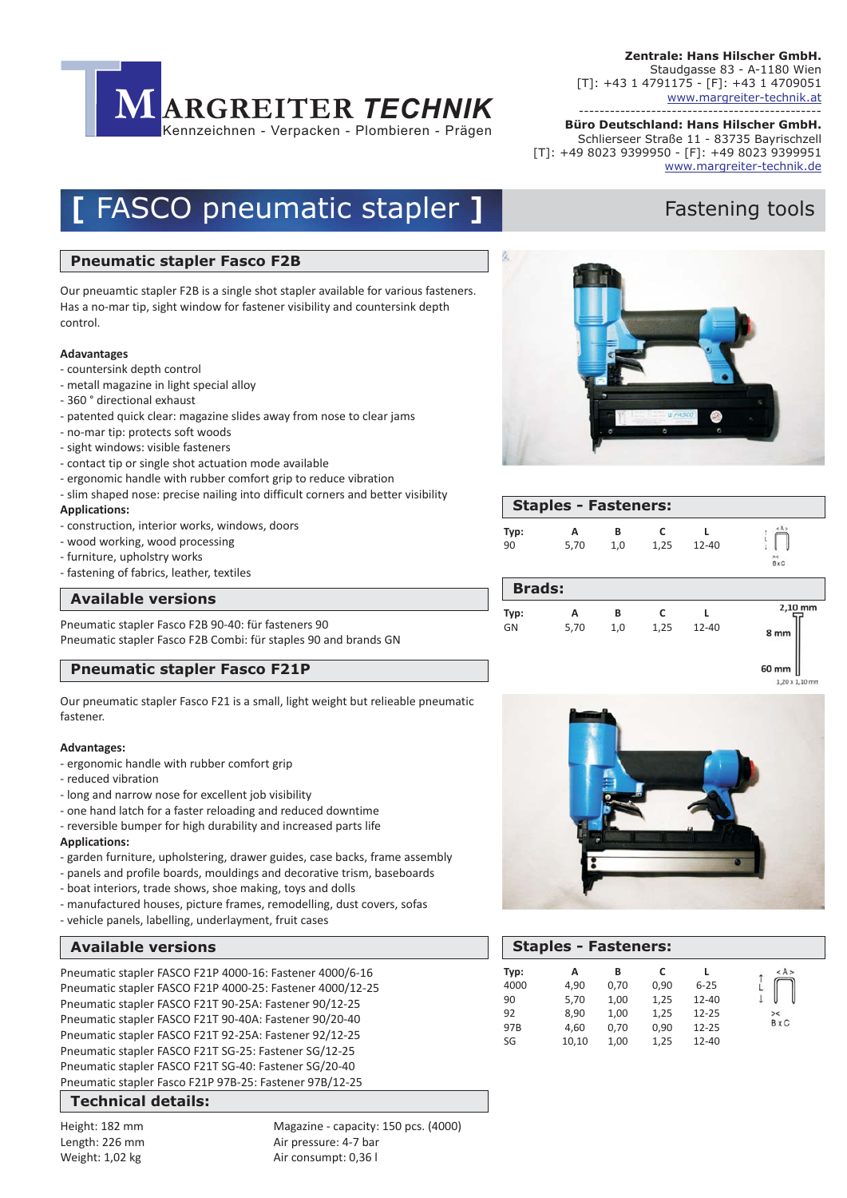**Zentrale: Hans Hilscher GmbH.**
Staudgasse 83 - A-1180 Wien
[T]: +43 1 4791175 - [F]: +43 1 4709051
www.margreiter-technik.at

**Büro Deutschland: Hans Hilscher GmbH.**
Schlierseer Straße 11 - 83735 Bayrischzell
[T]: +49 8023 9399950 - [F]: +49 8023 9399951
www.margreiter-technik.de

MARGREITER TECHNIK
Kennzeichnen - Verpacken - Plombieren - Prägen

# [ FASCO pneumatic stapler ]

Fastening tools

## Pneumatic stapler Fasco F2B

Our pneuamtic stapler F2B is a single shot stapler available for various fasteners. Has a no-mar tip, sight window for fastener visibility and countersink depth control.

**Adavantages**
- countersink depth control
- metall magazine in light special alloy
- 360 ° directional exhaust
- patented quick clear: magazine slides away from nose to clear jams
- no-mar tip: protects soft woods
- sight windows: visible fasteners
- contact tip or single shot actuation mode available
- ergonomic handle with rubber comfort grip to reduce vibration
- slim shaped nose: precise nailing into difficult corners and better visibility

**Applications:**
- construction, interior works, windows, doors
- wood working, wood processing
- furniture, upholstry works
- fastening of fabrics, leather, textiles

## Available versions

Pneumatic stapler Fasco F2B 90-40: für fasteners 90
Pneumatic stapler Fasco F2B Combi: für staples 90 and brands GN

## Staples - Fasteners:

| Typ: | A | B | C | L |
|---|---|---|---|---|
| 90 | 5,70 | 1,0 | 1,25 | 12-40 |

## Brads:

| Typ: | A | B | C | L |
|---|---|---|---|---|
| GN | 5,70 | 1,0 | 1,25 | 12-40 |

2,10 mm
8 mm
60 mm
1,20 x 1,10 mm

## Pneumatic stapler Fasco F21P

Our pneumatic stapler Fasco F21 is a small, light weight but relieable pneumatic fastener.

**Advantages:**
- ergonomic handle with rubber comfort grip
- reduced vibration
- long and narrow nose for excellent job visibility
- one hand latch for a faster reloading and reduced downtime
- reversible bumper for high durability and increased parts life

**Applications:**
- garden furniture, upholstering, drawer guides, case backs, frame assembly
- panels and profile boards, mouldings and decorative trism, baseboards
- boat interiors, trade shows, shoe making, toys and dolls
- manufactured houses, picture frames, remodelling, dust covers, sofas
- vehicle panels, labelling, underlayment, fruit cases

## Available versions

Pneumatic stapler FASCO F21P 4000-16: Fastener 4000/6-16
Pneumatic stapler FASCO F21P 4000-25: Fastener 4000/12-25
Pneumatic stapler FASCO F21T 90-25A: Fastener 90/12-25
Pneumatic stapler FASCO F21T 90-40A: Fastener 90/20-40
Pneumatic stapler FASCO F21T 92-25A: Fastener 92/12-25
Pneumatic stapler FASCO F21T SG-25: Fastener SG/12-25
Pneumatic stapler FASCO F21T SG-40: Fastener SG/20-40
Pneumatic stapler Fasco F21P 97B-25: Fastener 97B/12-25

## Staples - Fasteners:

| Typ: | A | B | C | L |
|---|---|---|---|---|
| 4000 | 4,90 | 0,70 | 0,90 | 6-25 |
| 90 | 5,70 | 1,00 | 1,25 | 12-40 |
| 92 | 8,90 | 1,00 | 1,25 | 12-25 |
| 97B | 4,60 | 0,70 | 0,90 | 12-25 |
| SG | 10,10 | 1,00 | 1,25 | 12-40 |

## Technical details:

Height: 182 mm
Length: 226 mm
Weight: 1,02 kg

Magazine - capacity: 150 pcs. (4000)
Air pressure: 4-7 bar
Air consumpt: 0,36 l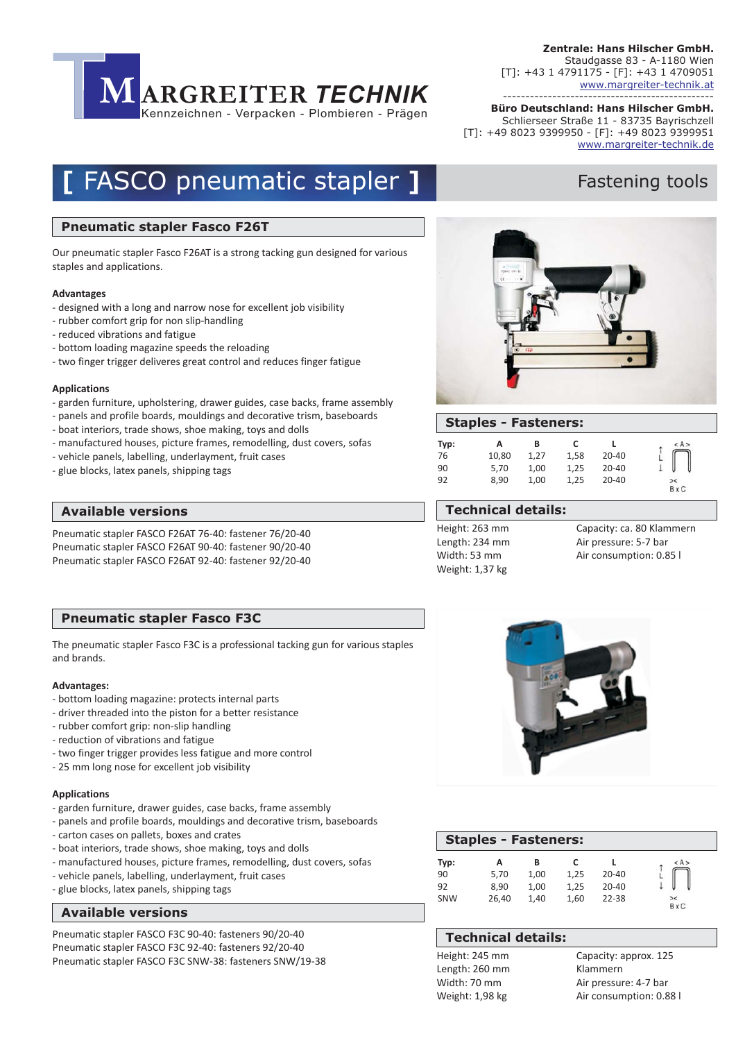MARGREITER *TECHNIK*
Kennzeichnen - Verpacken - Plombieren - Prägen

**Zentrale: Hans Hilscher GmbH.**
Staudgasse 83 - A-1180 Wien
[T]: +43 1 4791175 - [F]: +43 1 4709051
www.margreiter-technik.at

**Büro Deutschland: Hans Hilscher GmbH.**
Schlierseer Straße 11 - 83735 Bayrischzell
[T]: +49 8023 9399950 - [F]: +49 8023 9399951
www.margreiter-technik.de

# [ FASCO pneumatic stapler ]

Fastening tools

## Pneumatic stapler Fasco F26T

Our pneumatic stapler Fasco F26AT is a strong tacking gun designed for various staples and applications.

**Advantages**

- designed with a long and narrow nose for excellent job visibility
- rubber comfort grip for non slip-handling
- reduced vibrations and fatigue
- bottom loading magazine speeds the reloading
- two finger trigger deliveres great control and reduces finger fatigue

**Applications**

- garden furniture, upholstering, drawer guides, case backs, frame assembly
- panels and profile boards, mouldings and decorative trism, baseboards
- boat interiors, trade shows, shoe making, toys and dolls
- manufactured houses, picture frames, remodelling, dust covers, sofas
- vehicle panels, labelling, underlayment, fruit cases
- glue blocks, latex panels, shipping tags

### Staples - Fasteners:

| Typ: | A | B | C | L |
|---|---|---|---|---|
| 76 | 10,80 | 1,27 | 1,58 | 20-40 |
| 90 | 5,70 | 1,00 | 1,25 | 20-40 |
| 92 | 8,90 | 1,00 | 1,25 | 20-40 |

### Available versions

Pneumatic stapler FASCO F26AT 76-40: fastener 76/20-40
Pneumatic stapler FASCO F26AT 90-40: fastener 90/20-40
Pneumatic stapler FASCO F26AT 92-40: fastener 92/20-40

### Technical details:

Height: 263 mm
Length: 234 mm
Width: 53 mm
Weight: 1,37 kg

Capacity: ca. 80 Klammern
Air pressure: 5-7 bar
Air consumption: 0.85 l

## Pneumatic stapler Fasco F3C

The pneumatic stapler Fasco F3C is a professional tacking gun for various staples and brands.

**Advantages:**

- bottom loading magazine: protects internal parts
- driver threaded into the piston for a better resistance
- rubber comfort grip: non-slip handling
- reduction of vibrations and fatigue
- two finger trigger provides less fatigue and more control
- 25 mm long nose for excellent job visibility

**Applications**

- garden furniture, drawer guides, case backs, frame assembly
- panels and profile boards, mouldings and decorative trism, baseboards
- carton cases on pallets, boxes and crates
- boat interiors, trade shows, shoe making, toys and dolls
- manufactured houses, picture frames, remodelling, dust covers, sofas
- vehicle panels, labelling, underlayment, fruit cases
- glue blocks, latex panels, shipping tags

### Staples - Fasteners:

| Typ: | A | B | C | L |
|---|---|---|---|---|
| 90 | 5,70 | 1,00 | 1,25 | 20-40 |
| 92 | 8,90 | 1,00 | 1,25 | 20-40 |
| SNW | 26,40 | 1,40 | 1,60 | 22-38 |

### Available versions

Pneumatic stapler FASCO F3C 90-40: fasteners 90/20-40
Pneumatic stapler FASCO F3C 92-40: fasteners 92/20-40
Pneumatic stapler FASCO F3C SNW-38: fasteners SNW/19-38

### Technical details:

Height: 245 mm
Length: 260 mm
Width: 70 mm
Weight: 1,98 kg

Capacity: approx. 125 Klammern
Air pressure: 4-7 bar
Air consumption: 0.88 l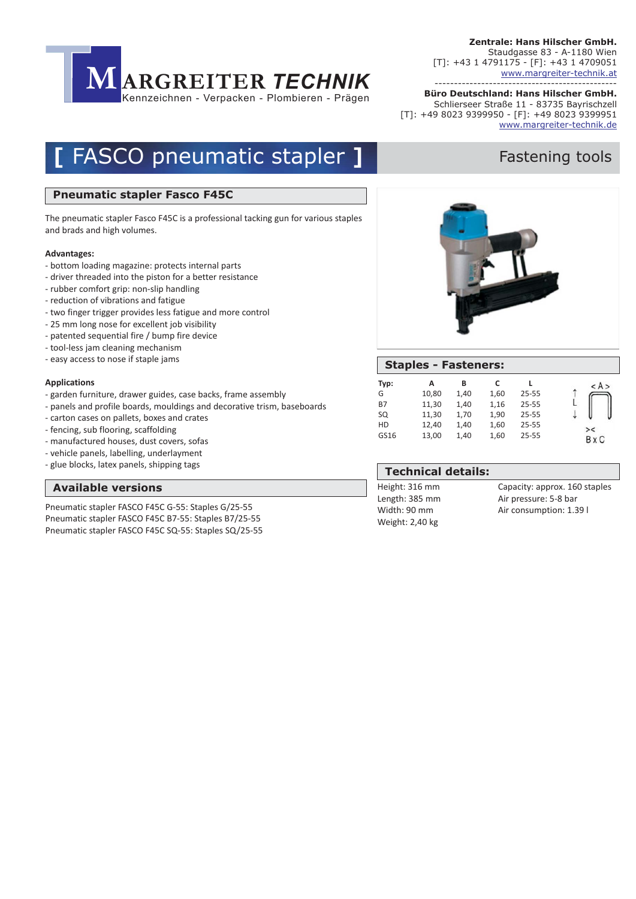**MARGREITER TECHNIK**
Kennzeichnen - Verpacken - Plombieren - Prägen

**Zentrale: Hans Hilscher GmbH.**
Staudgasse 83 - A-1180 Wien
[T]: +43 1 4791175 - [F]: +43 1 4709051
www.margreiter-technik.at

**Büro Deutschland: Hans Hilscher GmbH.**
Schlierseer Straße 11 - 83735 Bayrischzell
[T]: +49 8023 9399950 - [F]: +49 8023 9399951
www.margreiter-technik.de

# [ FASCO pneumatic stapler ]

Fastening tools

## Pneumatic stapler Fasco F45C

The pneumatic stapler Fasco F45C is a professional tacking gun for various staples and brads and high volumes.

**Advantages:**

- bottom loading magazine: protects internal parts
- driver threaded into the piston for a better resistance
- rubber comfort grip: non-slip handling
- reduction of vibrations and fatigue
- two finger trigger provides less fatigue and more control
- 25 mm long nose for excellent job visibility
- patented sequential fire / bump fire device
- tool-less jam cleaning mechanism
- easy access to nose if staple jams

**Applications**

- garden furniture, drawer guides, case backs, frame assembly
- panels and profile boards, mouldings and decorative trism, baseboards
- carton cases on pallets, boxes and crates
- fencing, sub flooring, scaffolding
- manufactured houses, dust covers, sofas
- vehicle panels, labelling, underlayment
- glue blocks, latex panels, shipping tags

## Available versions

Pneumatic stapler FASCO F45C G-55: Staples G/25-55
Pneumatic stapler FASCO F45C B7-55: Staples B7/25-55
Pneumatic stapler FASCO F45C SQ-55: Staples SQ/25-55

## Staples - Fasteners:

| Typ: | A | B | C | L |
|---|---|---|---|---|
| G | 10,80 | 1,40 | 1,60 | 25-55 |
| B7 | 11,30 | 1,40 | 1,16 | 25-55 |
| SQ | 11,30 | 1,70 | 1,90 | 25-55 |
| HD | 12,40 | 1,40 | 1,60 | 25-55 |
| GS16 | 13,00 | 1,40 | 1,60 | 25-55 |

## Technical details:

Height: 316 mm
Length: 385 mm
Width: 90 mm
Weight: 2,40 kg

Capacity: approx. 160 staples
Air pressure: 5-8 bar
Air consumption: 1.39 l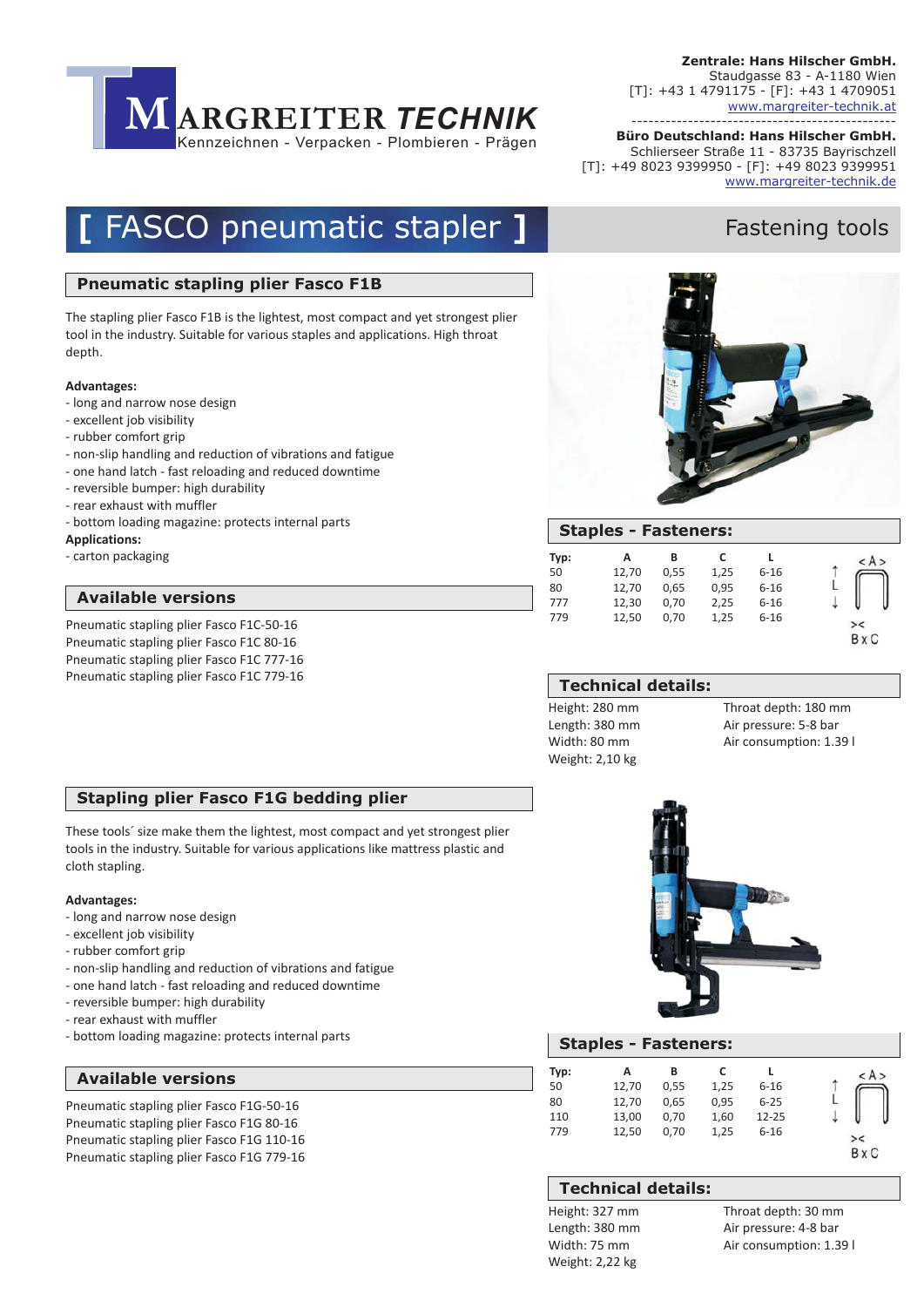MARGREITER TECHNIK
Kennzeichnen - Verpacken - Plombieren - Prägen

**Zentrale: Hans Hilscher GmbH.**
Staudgasse 83 - A-1180 Wien
[T]: +43 1 4791175 - [F]: +43 1 4709051
www.margreiter-technik.at

**Büro Deutschland: Hans Hilscher GmbH.**
Schlierseer Straße 11 - 83735 Bayrischzell
[T]: +49 8023 9399950 - [F]: +49 8023 9399951
www.margreiter-technik.de

# [ FASCO pneumatic stapler ]

Fastening tools

## Pneumatic stapling plier Fasco F1B

The stapling plier Fasco F1B is the lightest, most compact and yet strongest plier tool in the industry. Suitable for various staples and applications. High throat depth.

**Advantages:**
- long and narrow nose design
- excellent job visibility
- rubber comfort grip
- non-slip handling and reduction of vibrations and fatigue
- one hand latch - fast reloading and reduced downtime
- reversible bumper: high durability
- rear exhaust with muffler
- bottom loading magazine: protects internal parts

**Applications:**
- carton packaging

### Available versions

Pneumatic stapling plier Fasco F1C-50-16
Pneumatic stapling plier Fasco F1C 80-16
Pneumatic stapling plier Fasco F1C 777-16
Pneumatic stapling plier Fasco F1C 779-16

### Staples - Fasteners:

| Typ: | A | B | C | L |
|---|---|---|---|---|
| 50 | 12,70 | 0,55 | 1,25 | 6-16 |
| 80 | 12,70 | 0,65 | 0,95 | 6-16 |
| 777 | 12,30 | 0,70 | 2,25 | 6-16 |
| 779 | 12,50 | 0,70 | 1,25 | 6-16 |

< A > L B x C

### Technical details:

Height: 280 mm
Length: 380 mm
Width: 80 mm
Weight: 2,10 kg
Throat depth: 180 mm
Air pressure: 5-8 bar
Air consumption: 1.39 l

## Stapling plier Fasco F1G bedding plier

These tools´ size make them the lightest, most compact and yet strongest plier tools in the industry. Suitable for various applications like mattress plastic and cloth stapling.

**Advantages:**
- long and narrow nose design
- excellent job visibility
- rubber comfort grip
- non-slip handling and reduction of vibrations and fatigue
- one hand latch - fast reloading and reduced downtime
- reversible bumper: high durability
- rear exhaust with muffler
- bottom loading magazine: protects internal parts

### Available versions

Pneumatic stapling plier Fasco F1G-50-16
Pneumatic stapling plier Fasco F1G 80-16
Pneumatic stapling plier Fasco F1G 110-16
Pneumatic stapling plier Fasco F1G 779-16

### Staples - Fasteners:

| Typ: | A | B | C | L |
|---|---|---|---|---|
| 50 | 12,70 | 0,55 | 1,25 | 6-16 |
| 80 | 12,70 | 0,65 | 0,95 | 6-25 |
| 110 | 13,00 | 0,70 | 1,60 | 12-25 |
| 779 | 12,50 | 0,70 | 1,25 | 6-16 |

< A > L B x C

### Technical details:

Height: 327 mm
Length: 380 mm
Width: 75 mm
Weight: 2,22 kg
Throat depth: 30 mm
Air pressure: 4-8 bar
Air consumption: 1.39 l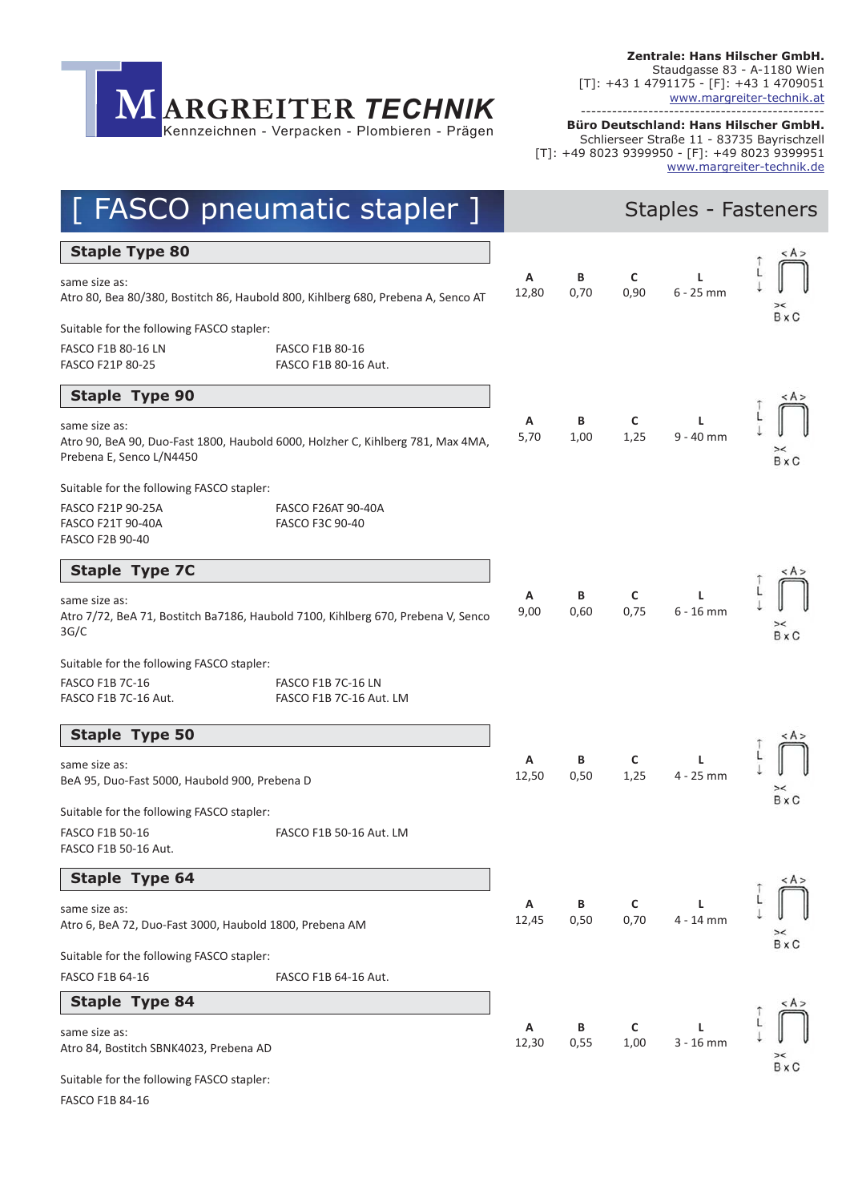**Zentrale: Hans Hilscher GmbH.**
Staudgasse 83 - A-1180 Wien
[T]: +43 1 4791175 - [F]: +43 1 4709051
www.margreiter-technik.at

**Büro Deutschland: Hans Hilscher GmbH.**
Schlierseer Straße 11 - 83735 Bayrischzell
[T]: +49 8023 9399950 - [F]: +49 8023 9399951
www.margreiter-technik.de

MARGREITER TECHNIK
Kennzeichnen - Verpacken - Plombieren - Prägen

# [ FASCO pneumatic stapler ]

## Staples - Fasteners

### Staple Type 80

same size as:
Atro 80, Bea 80/380, Bostitch 86, Haubold 800, Kihlberg 680, Prebena A, Senco AT

| A | B | C | L |
|---|---|---|---|
| 12,80 | 0,70 | 0,90 | 6 - 25 mm |

Suitable for the following FASCO stapler:

- FASCO F1B 80-16 LN
- FASCO F21P 80-25
- FASCO F1B 80-16
- FASCO F1B 80-16 Aut.

### Staple Type 90

same size as:
Atro 90, BeA 90, Duo-Fast 1800, Haubold 6000, Holzher C, Kihlberg 781, Max 4MA, Prebena E, Senco L/N4450

| A | B | C | L |
|---|---|---|---|
| 5,70 | 1,00 | 1,25 | 9 - 40 mm |

Suitable for the following FASCO stapler:

- FASCO F21P 90-25A
- FASCO F21T 90-40A
- FASCO F2B 90-40
- FASCO F26AT 90-40A
- FASCO F3C 90-40

### Staple Type 7C

same size as:
Atro 7/72, BeA 71, Bostitch Ba7186, Haubold 7100, Kihlberg 670, Prebena V, Senco 3G/C

| A | B | C | L |
|---|---|---|---|
| 9,00 | 0,60 | 0,75 | 6 - 16 mm |

Suitable for the following FASCO stapler:

- FASCO F1B 7C-16
- FASCO F1B 7C-16 Aut.
- FASCO F1B 7C-16 LN
- FASCO F1B 7C-16 Aut. LM

### Staple Type 50

same size as:
BeA 95, Duo-Fast 5000, Haubold 900, Prebena D

| A | B | C | L |
|---|---|---|---|
| 12,50 | 0,50 | 1,25 | 4 - 25 mm |

Suitable for the following FASCO stapler:

- FASCO F1B 50-16
- FASCO F1B 50-16 Aut.
- FASCO F1B 50-16 Aut. LM

### Staple Type 64

same size as:
Atro 6, BeA 72, Duo-Fast 3000, Haubold 1800, Prebena AM

| A | B | C | L |
|---|---|---|---|
| 12,45 | 0,50 | 0,70 | 4 - 14 mm |

Suitable for the following FASCO stapler:

- FASCO F1B 64-16
- FASCO F1B 64-16 Aut.

### Staple Type 84

same size as:
Atro 84, Bostitch SBNK4023, Prebena AD

| A | B | C | L |
|---|---|---|---|
| 12,30 | 0,55 | 1,00 | 3 - 16 mm |

Suitable for the following FASCO stapler:

- FASCO F1B 84-16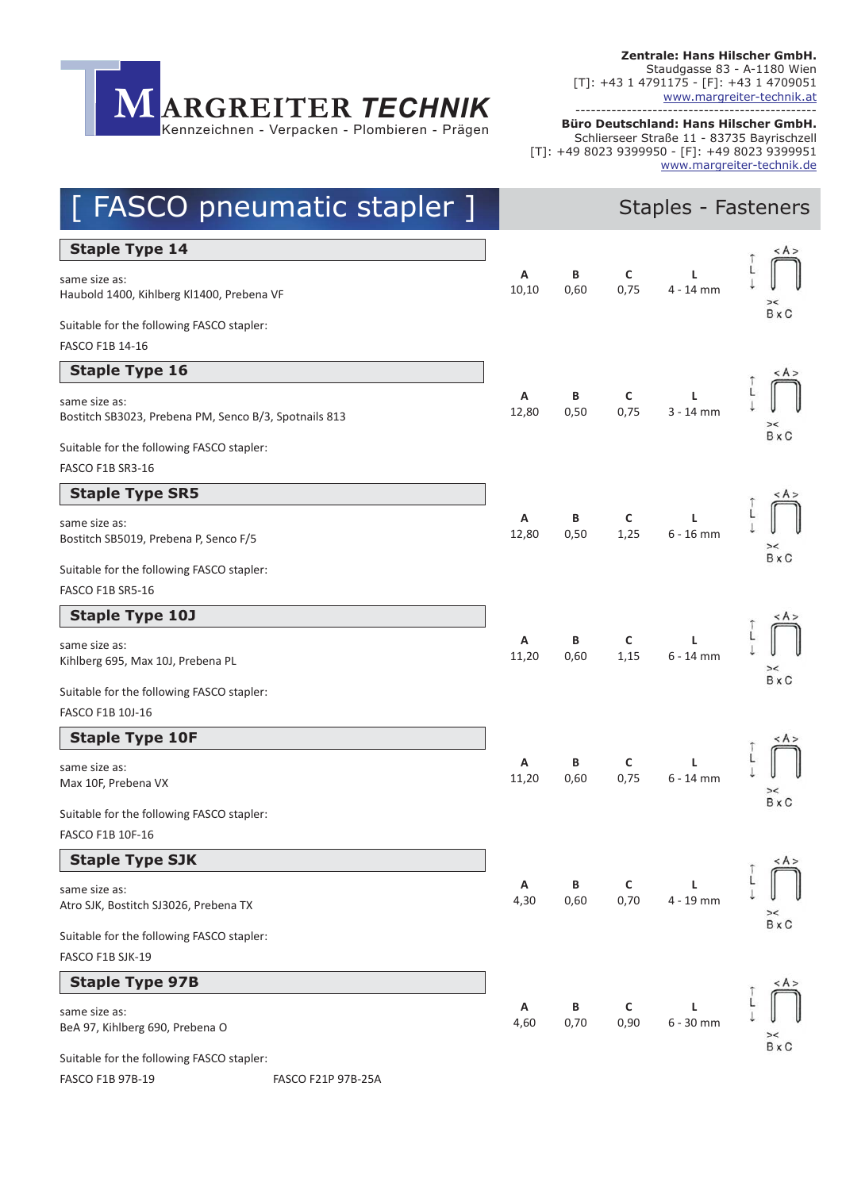**MARGREITER TECHNIK**
Kennzeichnen - Verpacken - Plombieren - Prägen

**Zentrale: Hans Hilscher GmbH.**
Staudgasse 83 - A-1180 Wien
[T]: +43 1 4791175 - [F]: +43 1 4709051
www.margreiter-technik.at

**Büro Deutschland: Hans Hilscher GmbH.**
Schlierseer Straße 11 - 83735 Bayrischzell
[T]: +49 8023 9399950 - [F]: +49 8023 9399951
www.margreiter-technik.de

# [ FASCO pneumatic stapler ]

Staples - Fasteners

## Staple Type 14

same size as:
Haubold 1400, Kihlberg Kl1400, Prebena VF

| A | B | C | L |
|---|---|---|---|
| 10,10 | 0,60 | 0,75 | 4 - 14 mm |

Suitable for the following FASCO stapler:

FASCO F1B 14-16

## Staple Type 16

same size as:
Bostitch SB3023, Prebena PM, Senco B/3, Spotnails 813

| A | B | C | L |
|---|---|---|---|
| 12,80 | 0,50 | 0,75 | 3 - 14 mm |

Suitable for the following FASCO stapler:

FASCO F1B SR3-16

## Staple Type SR5

same size as:
Bostitch SB5019, Prebena P, Senco F/5

| A | B | C | L |
|---|---|---|---|
| 12,80 | 0,50 | 1,25 | 6 - 16 mm |

Suitable for the following FASCO stapler:

FASCO F1B SR5-16

## Staple Type 10J

same size as:
Kihlberg 695, Max 10J, Prebena PL

| A | B | C | L |
|---|---|---|---|
| 11,20 | 0,60 | 1,15 | 6 - 14 mm |

Suitable for the following FASCO stapler:

FASCO F1B 10J-16

## Staple Type 10F

same size as:
Max 10F, Prebena VX

| A | B | C | L |
|---|---|---|---|
| 11,20 | 0,60 | 0,75 | 6 - 14 mm |

Suitable for the following FASCO stapler:

FASCO F1B 10F-16

## Staple Type SJK

same size as:
Atro SJK, Bostitch SJ3026, Prebena TX

| A | B | C | L |
|---|---|---|---|
| 4,30 | 0,60 | 0,70 | 4 - 19 mm |

Suitable for the following FASCO stapler:

FASCO F1B SJK-19

## Staple Type 97B

same size as:
BeA 97, Kihlberg 690, Prebena O

| A | B | C | L |
|---|---|---|---|
| 4,60 | 0,70 | 0,90 | 6 - 30 mm |

Suitable for the following FASCO stapler:

FASCO F1B 97B-19
FASCO F21P 97B-25A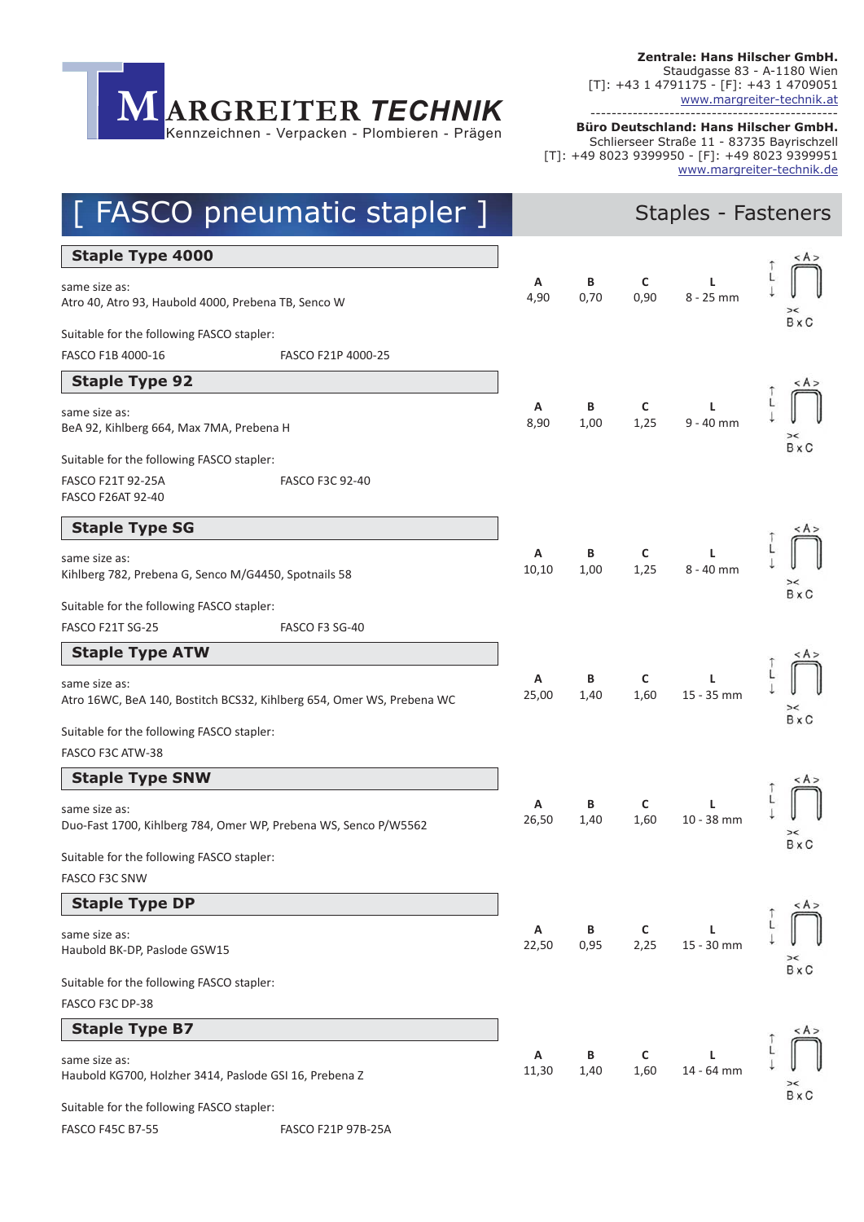**Zentrale: Hans Hilscher GmbH.**
Staudgasse 83 - A-1180 Wien
[T]: +43 1 4791175 - [F]: +43 1 4709051
www.margreiter-technik.at

**Büro Deutschland: Hans Hilscher GmbH.**
Schlierseer Straße 11 - 83735 Bayrischzell
[T]: +49 8023 9399950 - [F]: +49 8023 9399951
www.margreiter-technik.de

MARGREITER TECHNIK
Kennzeichnen - Verpacken - Plombieren - Prägen

# [ FASCO pneumatic stapler ]

Staples - Fasteners

## Staple Type 4000

same size as:
Atro 40, Atro 93, Haubold 4000, Prebena TB, Senco W

| A | B | C | L |
|---|---|---|---|
| 4,90 | 0,70 | 0,90 | 8 - 25 mm |

Suitable for the following FASCO stapler:

FASCO F1B 4000-16
FASCO F21P 4000-25

## Staple Type 92

same size as:
BeA 92, Kihlberg 664, Max 7MA, Prebena H

| A | B | C | L |
|---|---|---|---|
| 8,90 | 1,00 | 1,25 | 9 - 40 mm |

Suitable for the following FASCO stapler:

FASCO F21T 92-25A
FASCO F3C 92-40
FASCO F26AT 92-40

## Staple Type SG

same size as:
Kihlberg 782, Prebena G, Senco M/G4450, Spotnails 58

| A | B | C | L |
|---|---|---|---|
| 10,10 | 1,00 | 1,25 | 8 - 40 mm |

Suitable for the following FASCO stapler:

FASCO F21T SG-25
FASCO F3 SG-40

## Staple Type ATW

same size as:
Atro 16WC, BeA 140, Bostitch BCS32, Kihlberg 654, Omer WS, Prebena WC

| A | B | C | L |
|---|---|---|---|
| 25,00 | 1,40 | 1,60 | 15 - 35 mm |

Suitable for the following FASCO stapler:

FASCO F3C ATW-38

## Staple Type SNW

same size as:
Duo-Fast 1700, Kihlberg 784, Omer WP, Prebena WS, Senco P/W5562

| A | B | C | L |
|---|---|---|---|
| 26,50 | 1,40 | 1,60 | 10 - 38 mm |

Suitable for the following FASCO stapler:

FASCO F3C SNW

## Staple Type DP

same size as:
Haubold BK-DP, Paslode GSW15

| A | B | C | L |
|---|---|---|---|
| 22,50 | 0,95 | 2,25 | 15 - 30 mm |

Suitable for the following FASCO stapler:

FASCO F3C DP-38

## Staple Type B7

same size as:
Haubold KG700, Holzher 3414, Paslode GSI 16, Prebena Z

| A | B | C | L |
|---|---|---|---|
| 11,30 | 1,40 | 1,60 | 14 - 64 mm |

Suitable for the following FASCO stapler:

FASCO F45C B7-55
FASCO F21P 97B-25A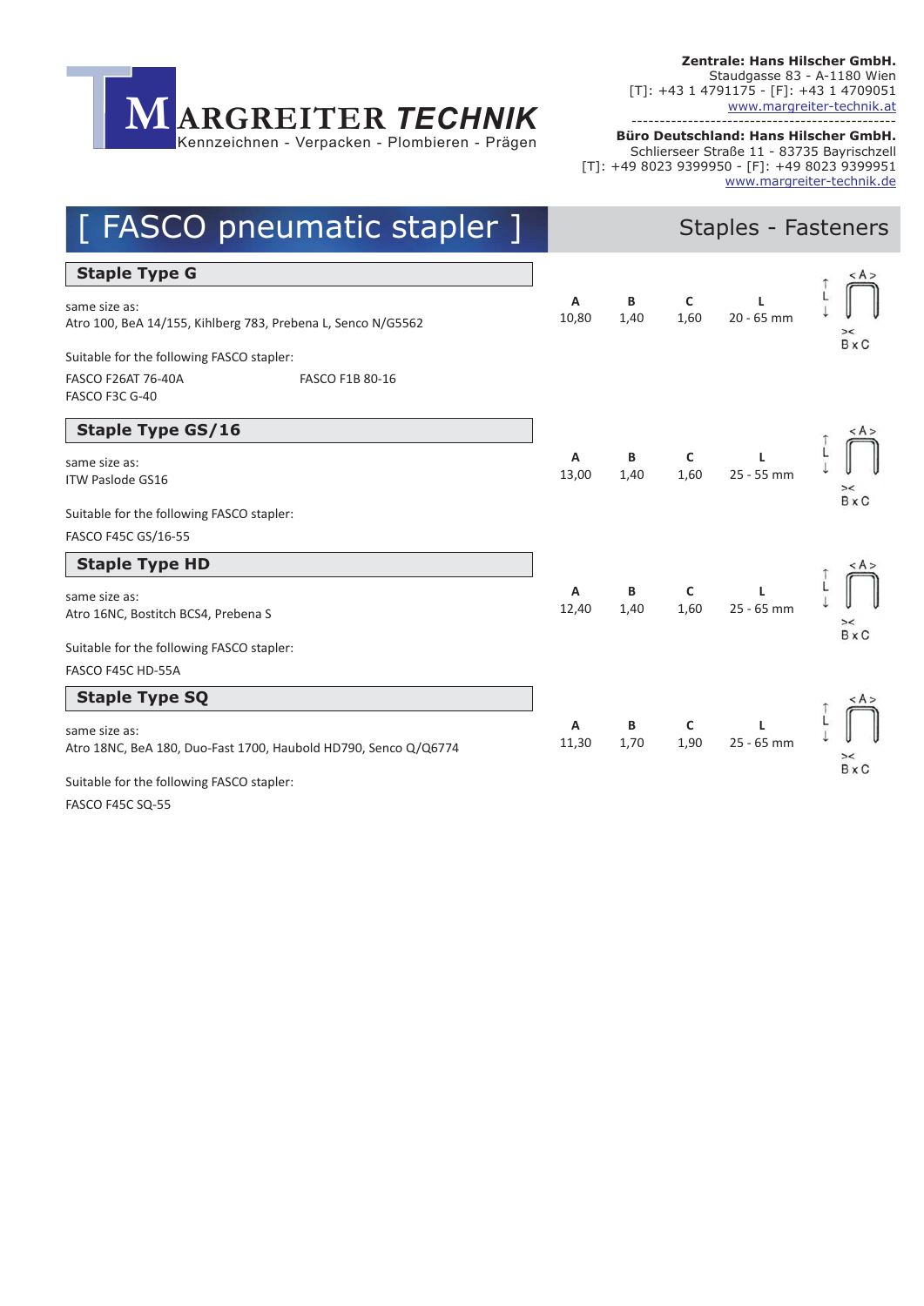**MARGREITER *TECHNIK***
Kennzeichnen - Verpacken - Plombieren - Prägen

**Zentrale: Hans Hilscher GmbH.**
Staudgasse 83 - A-1180 Wien
[T]: +43 1 4791175 - [F]: +43 1 4709051
www.margreiter-technik.at

**Büro Deutschland: Hans Hilscher GmbH.**
Schlierseer Straße 11 - 83735 Bayrischzell
[T]: +49 8023 9399950 - [F]: +49 8023 9399951
www.margreiter-technik.de

# [ FASCO pneumatic stapler ]

Staples - Fasteners

## Staple Type G

same size as:
Atro 100, BeA 14/155, Kihlberg 783, Prebena L, Senco N/G5562

| A | B | C | L |
|---|---|---|---|
| 10,80 | 1,40 | 1,60 | 20 - 65 mm |

Suitable for the following FASCO stapler:

FASCO F26AT 76-40A
FASCO F1B 80-16
FASCO F3C G-40

## Staple Type GS/16

same size as:
ITW Paslode GS16

| A | B | C | L |
|---|---|---|---|
| 13,00 | 1,40 | 1,60 | 25 - 55 mm |

Suitable for the following FASCO stapler:

FASCO F45C GS/16-55

## Staple Type HD

same size as:
Atro 16NC, Bostitch BCS4, Prebena S

| A | B | C | L |
|---|---|---|---|
| 12,40 | 1,40 | 1,60 | 25 - 65 mm |

Suitable for the following FASCO stapler:

FASCO F45C HD-55A

## Staple Type SQ

same size as:
Atro 18NC, BeA 180, Duo-Fast 1700, Haubold HD790, Senco Q/Q6774

| A | B | C | L |
|---|---|---|---|
| 11,30 | 1,70 | 1,90 | 25 - 65 mm |

Suitable for the following FASCO stapler:

FASCO F45C SQ-55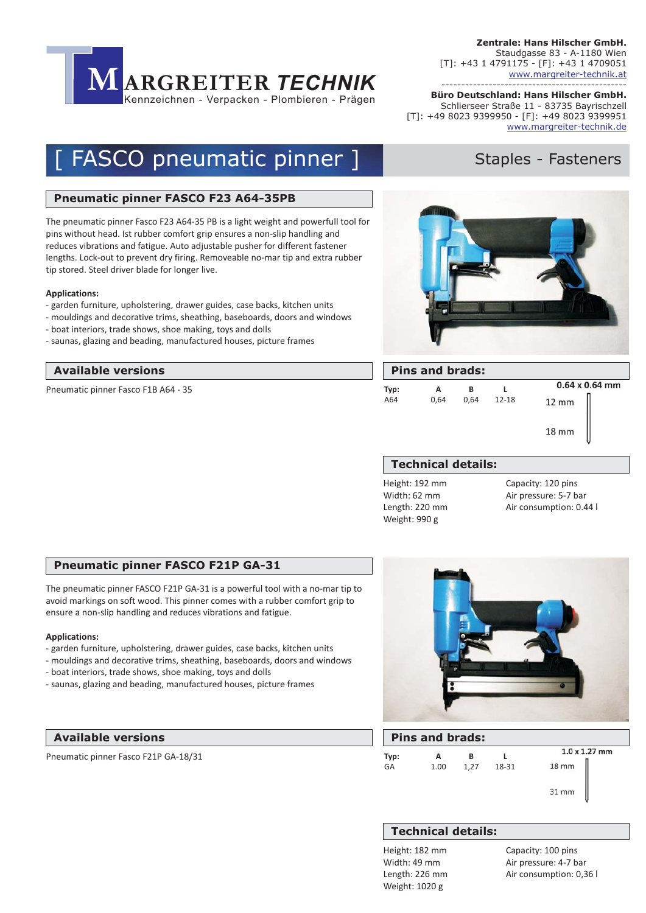MARGREITER TECHNIK
Kennzeichnen - Verpacken - Plombieren - Prägen

**Zentrale: Hans Hilscher GmbH.**
Staudgasse 83 - A-1180 Wien
[T]: +43 1 4791175 - [F]: +43 1 4709051
www.margreiter-technik.at

**Büro Deutschland: Hans Hilscher GmbH.**
Schlierseer Straße 11 - 83735 Bayrischzell
[T]: +49 8023 9399950 - [F]: +49 8023 9399951
www.margreiter-technik.de

# [ FASCO pneumatic pinner ]

Staples - Fasteners

## Pneumatic pinner FASCO F23 A64-35PB

The pneumatic pinner Fasco F23 A64-35 PB is a light weight and powerfull tool for pins without head. Ist rubber comfort grip ensures a non-slip handling and reduces vibrations and fatigue. Auto adjustable pusher for different fastener lengths. Lock-out to prevent dry firing. Removeable no-mar tip and extra rubber tip stored. Steel driver blade for longer live.

**Applications:**

- garden furniture, upholstering, drawer guides, case backs, kitchen units
- mouldings and decorative trims, sheathing, baseboards, doors and windows
- boat interiors, trade shows, shoe making, toys and dolls
- saunas, glazing and beading, manufactured houses, picture frames

### Available versions

Pneumatic pinner Fasco F1B A64 - 35

### Pins and brads:

| Typ: | A | B | L |
|---|---|---|---|
| A64 | 0,64 | 0,64 | 12-18 |

0.64 x 0.64 mm

12 mm

18 mm

### Technical details:

Height: 192 mm
Width: 62 mm
Length: 220 mm
Weight: 990 g

Capacity: 120 pins
Air pressure: 5-7 bar
Air consumption: 0.44 l

## Pneumatic pinner FASCO F21P GA-31

The pneumatic pinner FASCO F21P GA-31 is a powerful tool with a no-mar tip to avoid markings on soft wood. This pinner comes with a rubber comfort grip to ensure a non-slip handling and reduces vibrations and fatigue.

**Applications:**

- garden furniture, upholstering, drawer guides, case backs, kitchen units
- mouldings and decorative trims, sheathing, baseboards, doors and windows
- boat interiors, trade shows, shoe making, toys and dolls
- saunas, glazing and beading, manufactured houses, picture frames

### Available versions

Pneumatic pinner Fasco F21P GA-18/31

### Pins and brads:

| Typ: | A | B | L |
|---|---|---|---|
| GA | 1.00 | 1,27 | 18-31 |

1.0 x 1.27 mm

18 mm

31 mm

### Technical details:

Height: 182 mm
Width: 49 mm
Length: 226 mm
Weight: 1020 g

Capacity: 100 pins
Air pressure: 4-7 bar
Air consumption: 0,36 l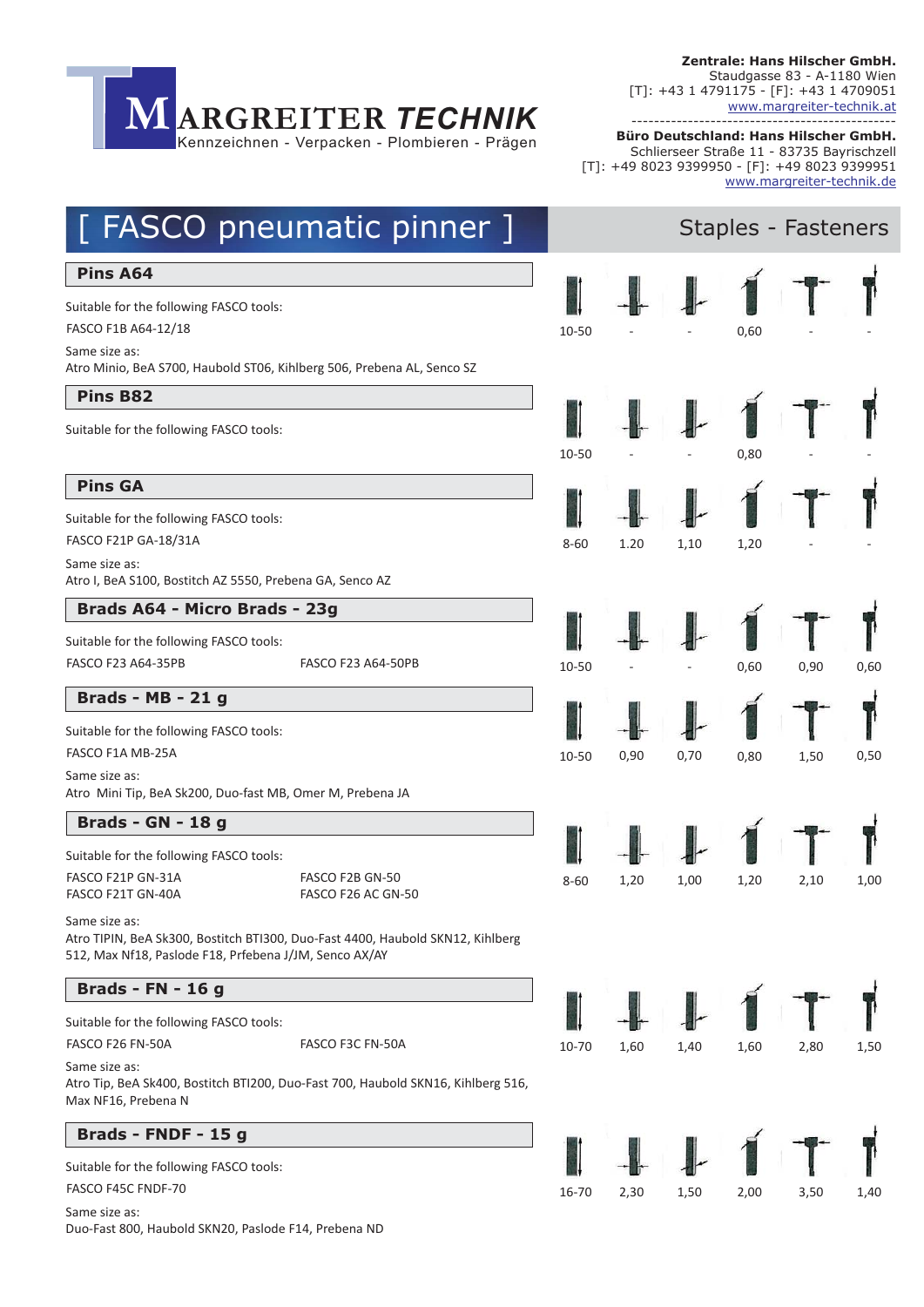**Zentrale: Hans Hilscher GmbH.**
Staudgasse 83 - A-1180 Wien
[T]: +43 1 4791175 - [F]: +43 1 4709051
www.margreiter-technik.at

**Büro Deutschland: Hans Hilscher GmbH.**
Schlierseer Straße 11 - 83735 Bayrischzell
[T]: +49 8023 9399950 - [F]: +49 8023 9399951
www.margreiter-technik.de

MARGREITER TECHNIK
Kennzeichnen - Verpacken - Plombieren - Prägen

# [ FASCO pneumatic pinner ]

## Staples - Fasteners

### Pins A64

Suitable for the following FASCO tools:
FASCO F1B A64-12/18

Same size as:
Atro Minio, BeA S700, Haubold ST06, Kihlberg 506, Prebena AL, Senco SZ

| | | | | | |
|---|---|---|---|---|---|
| 10-50 | - | - | 0,60 | - | - |

### Pins B82

Suitable for the following FASCO tools:

| | | | | | |
|---|---|---|---|---|---|
| 10-50 | - | - | 0,80 | - | - |

### Pins GA

Suitable for the following FASCO tools:
FASCO F21P GA-18/31A

Same size as:
Atro I, BeA S100, Bostitch AZ 5550, Prebena GA, Senco AZ

| | | | | | |
|---|---|---|---|---|---|
| 8-60 | 1.20 | 1,10 | 1,20 | - | - |

### Brads A64 - Micro Brads - 23g

Suitable for the following FASCO tools:
FASCO F23 A64-35PB
FASCO F23 A64-50PB

| | | | | | |
|---|---|---|---|---|---|
| 10-50 | - | - | 0,60 | 0,90 | 0,60 |

### Brads - MB - 21 g

Suitable for the following FASCO tools:
FASCO F1A MB-25A

Same size as:
Atro Mini Tip, BeA Sk200, Duo-fast MB, Omer M, Prebena JA

| | | | | | |
|---|---|---|---|---|---|
| 10-50 | 0,90 | 0,70 | 0,80 | 1,50 | 0,50 |

### Brads - GN - 18 g

Suitable for the following FASCO tools:
FASCO F21P GN-31A
FASCO F21T GN-40A
FASCO F2B GN-50
FASCO F26 AC GN-50

Same size as:
Atro TIPIN, BeA Sk300, Bostitch BTI300, Duo-Fast 4400, Haubold SKN12, Kihlberg 512, Max Nf18, Paslode F18, Prfebena J/JM, Senco AX/AY

| | | | | | |
|---|---|---|---|---|---|
| 8-60 | 1,20 | 1,00 | 1,20 | 2,10 | 1,00 |

### Brads - FN - 16 g

Suitable for the following FASCO tools:
FASCO F26 FN-50A
FASCO F3C FN-50A

Same size as:
Atro Tip, BeA Sk400, Bostitch BTI200, Duo-Fast 700, Haubold SKN16, Kihlberg 516, Max NF16, Prebena N

| | | | | | |
|---|---|---|---|---|---|
| 10-70 | 1,60 | 1,40 | 1,60 | 2,80 | 1,50 |

### Brads - FNDF - 15 g

Suitable for the following FASCO tools:
FASCO F45C FNDF-70

Same size as:
Duo-Fast 800, Haubold SKN20, Paslode F14, Prebena ND

| | | | | | |
|---|---|---|---|---|---|
| 16-70 | 2,30 | 1,50 | 2,00 | 3,50 | 1,40 |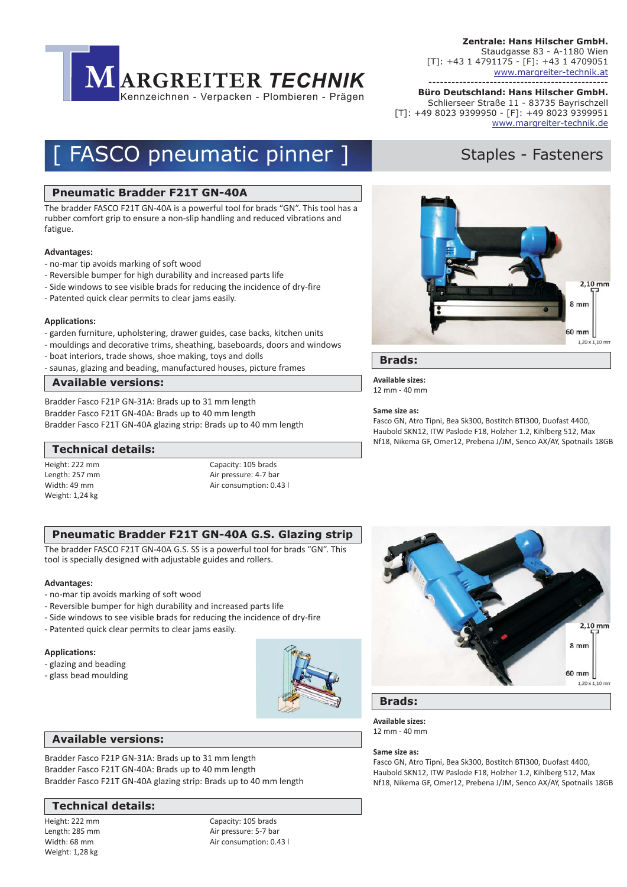**Zentrale: Hans Hilscher GmbH.**
Staudgasse 83 - A-1180 Wien
[T]: +43 1 4791175 - [F]: +43 1 4709051
www.margreiter-technik.at

**Büro Deutschland: Hans Hilscher GmbH.**
Schlierseer Straße 11 - 83735 Bayrischzell
[T]: +49 8023 9399950 - [F]: +49 8023 9399951
www.margreiter-technik.de

MARGREITER TECHNIK
Kennzeichnen - Verpacken - Plombieren - Prägen

# [ FASCO pneumatic pinner ]

Staples - Fasteners

## Pneumatic Bradder F21T GN-40A

The bradder FASCO F21T GN-40A is a powerful tool for brads "GN". This tool has a rubber comfort grip to ensure a non-slip handling and reduced vibrations and fatigue.

**Advantages:**

- no-mar tip avoids marking of soft wood
- Reversible bumper for high durability and increased parts life
- Side windows to see visible brads for reducing the incidence of dry-fire
- Patented quick clear permits to clear jams easily.

**Applications:**

- garden furniture, upholstering, drawer guides, case backs, kitchen units
- mouldings and decorative trims, sheathing, baseboards, doors and windows
- boat interiors, trade shows, shoe making, toys and dolls
- saunas, glazing and beading, manufactured houses, picture frames

## Available versions:

Bradder Fasco F21P GN-31A: Brads up to 31 mm length
Bradder Fasco F21T GN-40A: Brads up to 40 mm length
Bradder Fasco F21T GN-40A glazing strip: Brads up to 40 mm length

## Technical details:

Height: 222 mm
Length: 257 mm
Width: 49 mm
Weight: 1,24 kg

Capacity: 105 brads
Air pressure: 4-7 bar
Air consumption: 0.43 l

2,10 mm
8 mm
60 mm
1,20 x 1,10 mm

## Brads:

**Available sizes:**
12 mm - 40 mm

**Same size as:**
Fasco GN, Atro Tipni, Bea Sk300, Bostitch BTI300, Duofast 4400, Haubold SKN12, ITW Paslode F18, Holzher 1.2, Kihlberg 512, Max Nf18, Nikema GF, Omer12, Prebena J/JM, Senco AX/AY, Spotnails 18GB

## Pneumatic Bradder F21T GN-40A G.S. Glazing strip

The bradder FASCO F21T GN-40A G.S. SS is a powerful tool for brads "GN". This tool is specially designed with adjustable guides and rollers.

**Advantages:**

- no-mar tip avoids marking of soft wood
- Reversible bumper for high durability and increased parts life
- Side windows to see visible brads for reducing the incidence of dry-fire
- Patented quick clear permits to clear jams easily.

**Applications:**

- glazing and beading
- glass bead moulding

## Available versions:

Bradder Fasco F21P GN-31A: Brads up to 31 mm length
Bradder Fasco F21T GN-40A: Brads up to 40 mm length
Bradder Fasco F21T GN-40A glazing strip: Brads up to 40 mm length

## Technical details:

Height: 222 mm
Length: 285 mm
Width: 68 mm
Weight: 1,28 kg

Capacity: 105 brads
Air pressure: 5-7 bar
Air consumption: 0.43 l

2,10 mm
8 mm
60 mm
1,20 x 1,10 mm

## Brads:

**Available sizes:**
12 mm - 40 mm

**Same size as:**
Fasco GN, Atro Tipni, Bea Sk300, Bostitch BTI300, Duofast 4400, Haubold SKN12, ITW Paslode F18, Holzher 1.2, Kihlberg 512, Max Nf18, Nikema GF, Omer12, Prebena J/JM, Senco AX/AY, Spotnails 18GB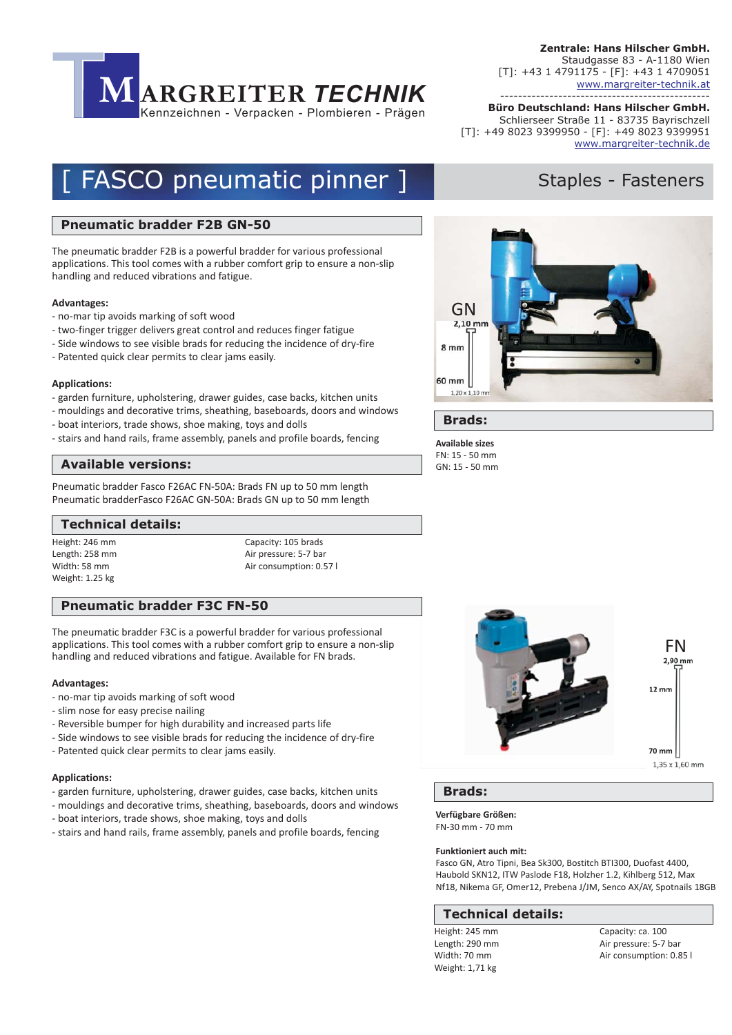**Zentrale: Hans Hilscher GmbH.**
Staudgasse 83 - A-1180 Wien
[T]: +43 1 4791175 - [F]: +43 1 4709051
www.margreiter-technik.at

**Büro Deutschland: Hans Hilscher GmbH.**
Schlierseer Straße 11 - 83735 Bayrischzell
[T]: +49 8023 9399950 - [F]: +49 8023 9399951
www.margreiter-technik.de

MARGREITER TECHNIK
Kennzeichnen - Verpacken - Plombieren - Prägen

# [ FASCO pneumatic pinner ]

Staples - Fasteners

## Pneumatic bradder F2B GN-50

The pneumatic bradder F2B is a powerful bradder for various professional applications. This tool comes with a rubber comfort grip to ensure a non-slip handling and reduced vibrations and fatigue.

**Advantages:**
- no-mar tip avoids marking of soft wood
- two-finger trigger delivers great control and reduces finger fatigue
- Side windows to see visible brads for reducing the incidence of dry-fire
- Patented quick clear permits to clear jams easily.

**Applications:**
- garden furniture, upholstering, drawer guides, case backs, kitchen units
- mouldings and decorative trims, sheathing, baseboards, doors and windows
- boat interiors, trade shows, shoe making, toys and dolls
- stairs and hand rails, frame assembly, panels and profile boards, fencing

GN
2,10 mm
8 mm
60 mm
1,20 x 1,10 mm

### Brads:

**Available sizes**
FN: 15 - 50 mm
GN: 15 - 50 mm

### Available versions:

Pneumatic bradder Fasco F26AC FN-50A: Brads FN up to 50 mm length
Pneumatic bradderFasco F26AC GN-50A: Brads GN up to 50 mm length

### Technical details:

Height: 246 mm
Length: 258 mm
Width: 58 mm
Weight: 1.25 kg

Capacity: 105 brads
Air pressure: 5-7 bar
Air consumption: 0.57 l

## Pneumatic bradder F3C FN-50

The pneumatic bradder F3C is a powerful bradder for various professional applications. This tool comes with a rubber comfort grip to ensure a non-slip handling and reduced vibrations and fatigue. Available for FN brads.

**Advantages:**
- no-mar tip avoids marking of soft wood
- slim nose for easy precise nailing
- Reversible bumper for high durability and increased parts life
- Side windows to see visible brads for reducing the incidence of dry-fire
- Patented quick clear permits to clear jams easily.

**Applications:**
- garden furniture, upholstering, drawer guides, case backs, kitchen units
- mouldings and decorative trims, sheathing, baseboards, doors and windows
- boat interiors, trade shows, shoe making, toys and dolls
- stairs and hand rails, frame assembly, panels and profile boards, fencing

FN
2,90 mm
12 mm
70 mm
1,35 x 1,60 mm

### Brads:

**Verfügbare Größen:**
FN-30 mm - 70 mm

**Funktioniert auch mit:**
Fasco GN, Atro Tipni, Bea Sk300, Bostitch BTI300, Duofast 4400, Haubold SKN12, ITW Paslode F18, Holzher 1.2, Kihlberg 512, Max Nf18, Nikema GF, Omer12, Prebena J/JM, Senco AX/AY, Spotnails 18GB

### Technical details:

Height: 245 mm
Length: 290 mm
Width: 70 mm
Weight: 1,71 kg

Capacity: ca. 100
Air pressure: 5-7 bar
Air consumption: 0.85 l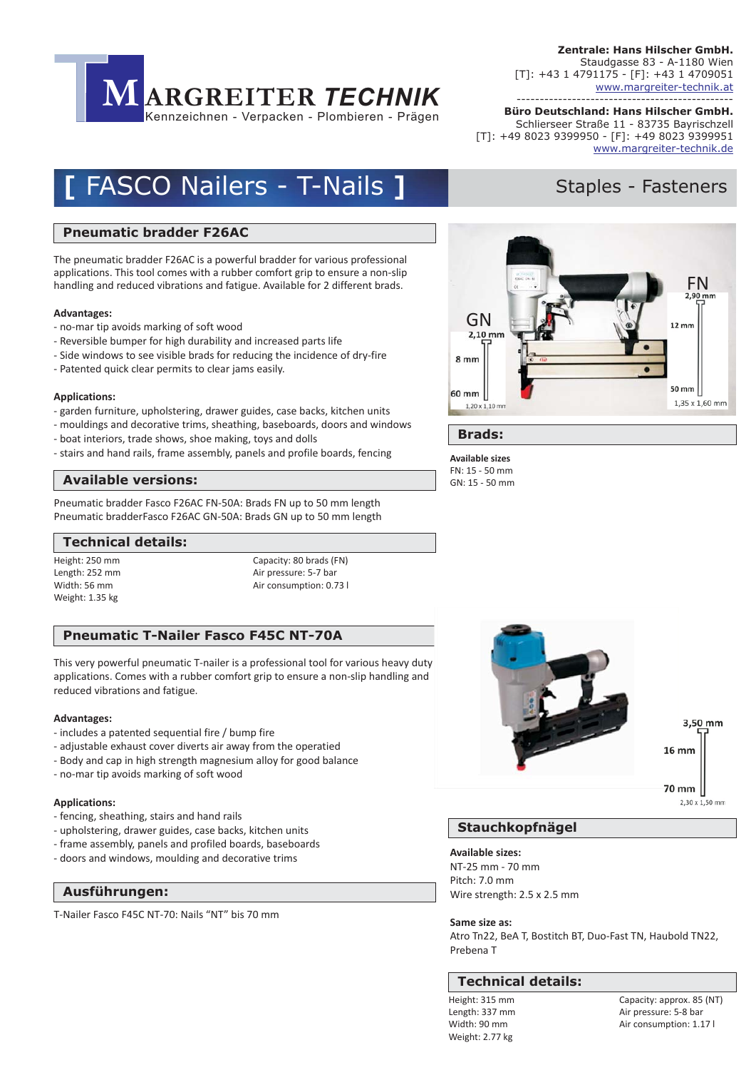**Zentrale: Hans Hilscher GmbH.**
Staudgasse 83 - A-1180 Wien
[T]: +43 1 4791175 - [F]: +43 1 4709051
www.margreiter-technik.at

**Büro Deutschland: Hans Hilscher GmbH.**
Schlierseer Straße 11 - 83735 Bayrischzell
[T]: +49 8023 9399950 - [F]: +49 8023 9399951
www.margreiter-technik.de

# [ FASCO Nailers - T-Nails ]

Staples - Fasteners

## Pneumatic bradder F26AC

The pneumatic bradder F26AC is a powerful bradder for various professional applications. This tool comes with a rubber comfort grip to ensure a non-slip handling and reduced vibrations and fatigue. Available for 2 different brads.

**Advantages:**
- no-mar tip avoids marking of soft wood
- Reversible bumper for high durability and increased parts life
- Side windows to see visible brads for reducing the incidence of dry-fire
- Patented quick clear permits to clear jams easily.

**Applications:**
- garden furniture, upholstering, drawer guides, case backs, kitchen units
- mouldings and decorative trims, sheathing, baseboards, doors and windows
- boat interiors, trade shows, shoe making, toys and dolls
- stairs and hand rails, frame assembly, panels and profile boards, fencing

GN: 2,10 mm, 8 mm, 60 mm, 1,20 x 1,10 mm
FN: 2,90 mm, 12 mm, 50 mm, 1,35 x 1,60 mm

## Brads:

**Available sizes**
FN: 15 - 50 mm
GN: 15 - 50 mm

## Available versions:

Pneumatic bradder Fasco F26AC FN-50A: Brads FN up to 50 mm length
Pneumatic bradderFasco F26AC GN-50A: Brads GN up to 50 mm length

## Technical details:

Height: 250 mm
Length: 252 mm
Width: 56 mm
Weight: 1.35 kg

Capacity: 80 brads (FN)
Air pressure: 5-7 bar
Air consumption: 0.73 l

## Pneumatic T-Nailer Fasco F45C NT-70A

This very powerful pneumatic T-nailer is a professional tool for various heavy duty applications. Comes with a rubber comfort grip to ensure a non-slip handling and reduced vibrations and fatigue.

**Advantages:**
- includes a patented sequential fire / bump fire
- adjustable exhaust cover diverts air away from the operatied
- Body and cap in high strength magnesium alloy for good balance
- no-mar tip avoids marking of soft wood

**Applications:**
- fencing, sheathing, stairs and hand rails
- upholstering, drawer guides, case backs, kitchen units
- frame assembly, panels and profiled boards, baseboards
- doors and windows, moulding and decorative trims

3,50 mm, 16 mm, 70 mm, 2,30 x 1,50 mm

## Stauchkopfnägel

**Available sizes:**
NT-25 mm - 70 mm
Pitch: 7.0 mm
Wire strength: 2.5 x 2.5 mm

**Same size as:**
Atro Tn22, BeA T, Bostitch BT, Duo-Fast TN, Haubold TN22, Prebena T

## Ausführungen:

T-Nailer Fasco F45C NT-70: Nails “NT” bis 70 mm

## Technical details:

Height: 315 mm
Length: 337 mm
Width: 90 mm
Weight: 2.77 kg

Capacity: approx. 85 (NT)
Air pressure: 5-8 bar
Air consumption: 1.17 l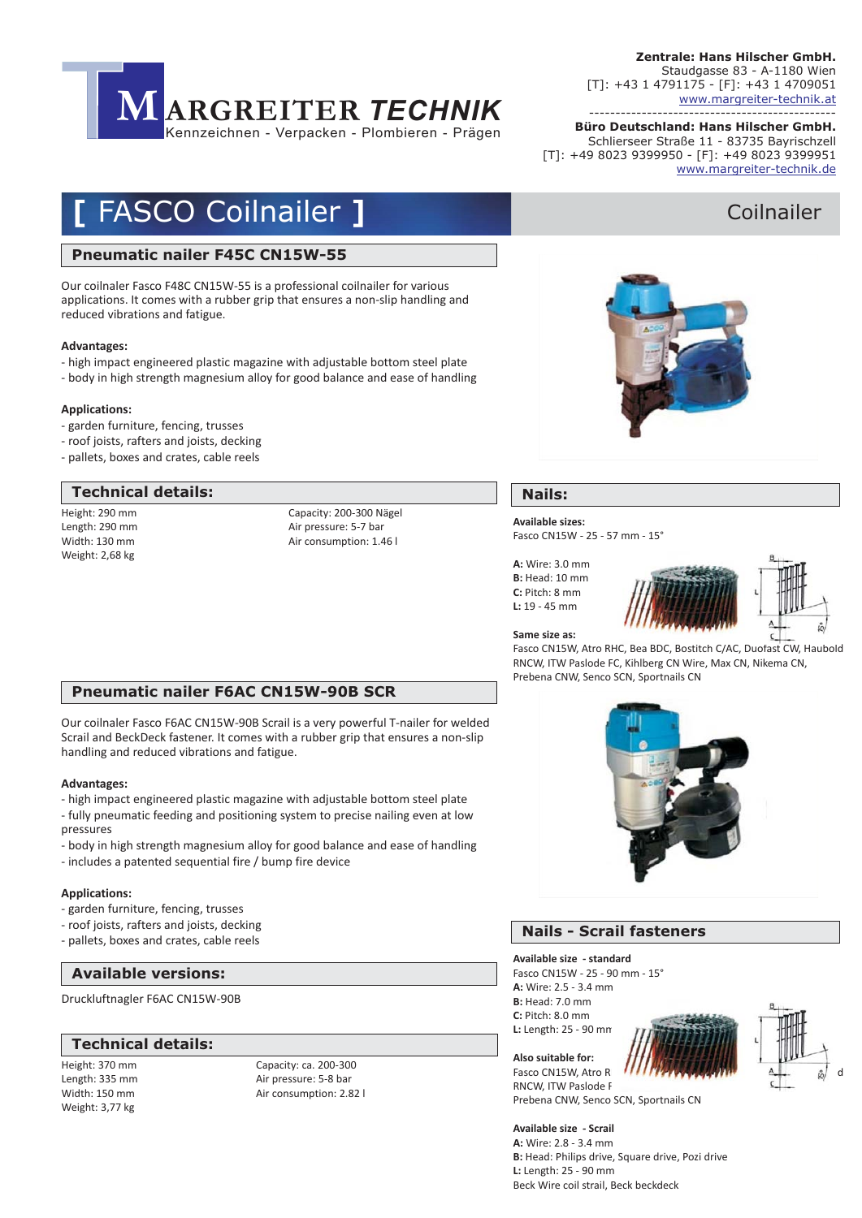**Zentrale: Hans Hilscher GmbH.**
Staudgasse 83 - A-1180 Wien
[T]: +43 1 4791175 - [F]: +43 1 4709051
www.margreiter-technik.at

**Büro Deutschland: Hans Hilscher GmbH.**
Schlierseer Straße 11 - 83735 Bayrischzell
[T]: +49 8023 9399950 - [F]: +49 8023 9399951
www.margreiter-technik.de

MARGREITER TECHNIK
Kennzeichnen - Verpacken - Plombieren - Prägen

# [ FASCO Coilnailer ]

Coilnailer

## Pneumatic nailer F45C CN15W-55

Our coilnailer Fasco F48C CN15W-55 is a professional coilnailer for various applications. It comes with a rubber grip that ensures a non-slip handling and reduced vibrations and fatigue.

**Advantages:**
- high impact engineered plastic magazine with adjustable bottom steel plate
- body in high strength magnesium alloy for good balance and ease of handling

**Applications:**
- garden furniture, fencing, trusses
- roof joists, rafters and joists, decking
- pallets, boxes and crates, cable reels

## Technical details:

Height: 290 mm
Length: 290 mm
Width: 130 mm
Weight: 2,68 kg

Capacity: 200-300 Nägel
Air pressure: 5-7 bar
Air consumption: 1.46 l

## Nails:

**Available sizes:**
Fasco CN15W - 25 - 57 mm - 15°

**A:** Wire: 3.0 mm
**B:** Head: 10 mm
**C:** Pitch: 8 mm
**L:** 19 - 45 mm

**Same size as:**
Fasco CN15W, Atro RHC, Bea BDC, Bostitch C/AC, Duofast CW, Haubold RNCW, ITW Paslode FC, Kihlberg CN Wire, Max CN, Nikema CN, Prebena CNW, Senco SCN, Sportnails CN

## Pneumatic nailer F6AC CN15W-90B SCR

Our coilnailer Fasco F6AC CN15W-90B Scrail is a very powerful T-nailer for welded Scrail and BeckDeck fastener. It comes with a rubber grip that ensures a non-slip handling and reduced vibrations and fatigue.

**Advantages:**
- high impact engineered plastic magazine with adjustable bottom steel plate
- fully pneumatic feeding and positioning system to precise nailing even at low pressures
- body in high strength magnesium alloy for good balance and ease of handling
- includes a patented sequential fire / bump fire device

**Applications:**
- garden furniture, fencing, trusses
- roof joists, rafters and joists, decking
- pallets, boxes and crates, cable reels

## Available versions:

Druckluftnagler F6AC CN15W-90B

## Technical details:

Height: 370 mm
Length: 335 mm
Width: 150 mm
Weight: 3,77 kg

Capacity: ca. 200-300
Air pressure: 5-8 bar
Air consumption: 2.82 l

## Nails - Scrail fasteners

**Available size - standard**
Fasco CN15W - 25 - 90 mm - 15°
**A:** Wire: 2.5 - 3.4 mm
**B:** Head: 7.0 mm
**C:** Pitch: 8.0 mm
**L:** Length: 25 - 90 mm

**Also suitable for:**
Fasco CN15W, Atro R... d
RNCW, ITW Paslode F...
Prebena CNW, Senco SCN, Sportnails CN

**Available size - Scrail**
**A:** Wire: 2.8 - 3.4 mm
**B:** Head: Philips drive, Square drive, Pozi drive
**L:** Length: 25 - 90 mm
Beck Wire coil strail, Beck beckdeck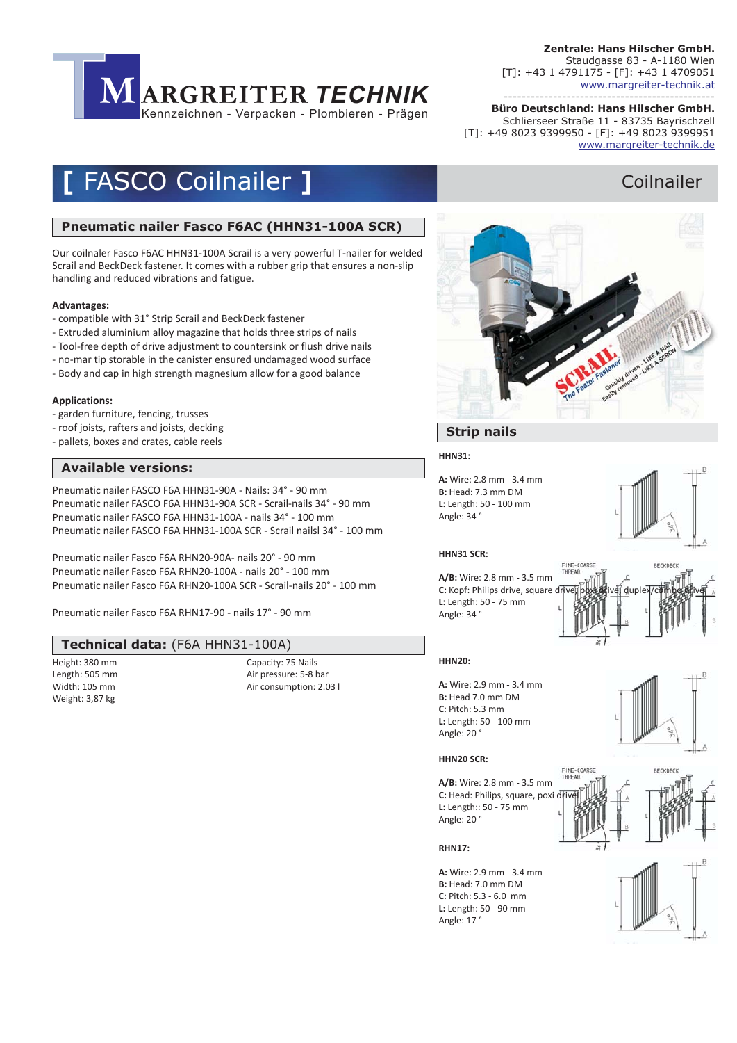**Zentrale: Hans Hilscher GmbH.**
Staudgasse 83 - A-1180 Wien
[T]: +43 1 4791175 - [F]: +43 1 4709051
www.margreiter-technik.at

**Büro Deutschland: Hans Hilscher GmbH.**
Schlierseer Straße 11 - 83735 Bayrischzell
[T]: +49 8023 9399950 - [F]: +49 8023 9399951
www.margreiter-technik.de

# [ FASCO Coilnailer ]

Coilnailer

## Pneumatic nailer Fasco F6AC (HHN31-100A SCR)

Our coilnaler Fasco F6AC HHN31-100A Scrail is a very powerful T-nailer for welded Scrail and BeckDeck fastener. It comes with a rubber grip that ensures a non-slip handling and reduced vibrations and fatigue.

**Advantages:**

- compatible with 31° Strip Scrail and BeckDeck fastener
- Extruded aluminium alloy magazine that holds three strips of nails
- Tool-free depth of drive adjustment to countersink or flush drive nails
- no-mar tip storable in the canister ensured undamaged wood surface
- Body and cap in high strength magnesium allow for a good balance

**Applications:**

- garden furniture, fencing, trusses
- roof joists, rafters and joists, decking
- pallets, boxes and crates, cable reels

## Available versions:

Pneumatic nailer FASCO F6A HHN31-90A - Nails: 34° - 90 mm
Pneumatic nailer FASCO F6A HHN31-90A SCR - Scrail-nails 34° - 90 mm
Pneumatic nailer FASCO F6A HHN31-100A - nails 34° - 100 mm
Pneumatic nailer FASCO F6A HHN31-100A SCR - Scrail nailsl 34° - 100 mm

Pneumatic nailer Fasco F6A RHN20-90A- nails 20° - 90 mm
Pneumatic nailer Fasco F6A RHN20-100A - nails 20° - 100 mm
Pneumatic nailer Fasco F6A RHN20-100A SCR - Scrail-nails 20° - 100 mm

Pneumatic nailer Fasco F6A RHN17-90 - nails 17° - 90 mm

## Technical data: (F6A HHN31-100A)

| | |
|---|---|
| Height: 380 mm | Capacity: 75 Nails |
| Length: 505 mm | Air pressure: 5-8 bar |
| Width: 105 mm | Air consumption: 2.03 l |
| Weight: 3,87 kg | |

## Strip nails

**HHN31:**

**A:** Wire: 2.8 mm - 3.4 mm
**B:** Head: 7.3 mm DM
**L:** Length: 50 - 100 mm
Angle: 34 °

**HHN31 SCR:**

**A/B:** Wire: 2.8 mm - 3.5 mm
**C:** Kopf: Philips drive, square drive, poxi drive, duplex/combo drive
**L:** Length: 50 - 75 mm
Angle: 34 °

**HHN20:**

**A:** Wire: 2.9 mm - 3.4 mm
**B:** Head 7.0 mm DM
**C:** Pitch: 5.3 mm
**L:** Length: 50 - 100 mm
Angle: 20 °

**HHN20 SCR:**

**A/B:** Wire: 2.8 mm - 3.5 mm
**C:** Head: Philips, square, poxi drive
**L:** Length:: 50 - 75 mm
Angle: 20 °

**RHN17:**

**A:** Wire: 2.9 mm - 3.4 mm
**B:** Head: 7.0 mm DM
**C**: Pitch: 5.3 - 6.0 mm
**L:** Length: 50 - 90 mm
Angle: 17 °